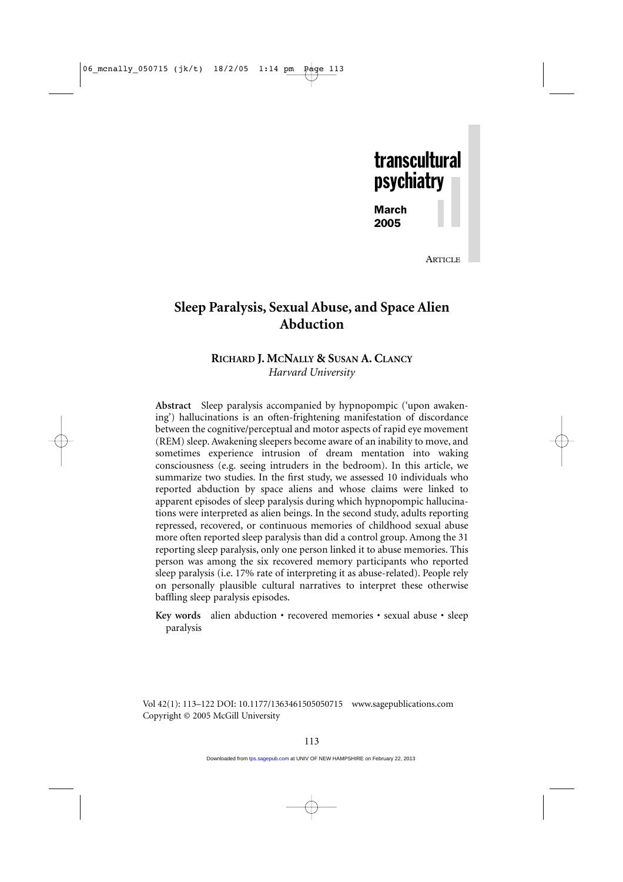transcultural psychiatry

March 2005

ARTICLE

# Sleep Paralysis, Sexual Abuse, and Space Alien Abduction

**RICHARD J. MCNALLY & SUSAN A. CLANCY**
*Harvard University*

**Abstract** Sleep paralysis accompanied by hypnopompic ('upon awakening') hallucinations is an often-frightening manifestation of discordance between the cognitive/perceptual and motor aspects of rapid eye movement (REM) sleep. Awakening sleepers become aware of an inability to move, and sometimes experience intrusion of dream mentation into waking consciousness (e.g. seeing intruders in the bedroom). In this article, we summarize two studies. In the first study, we assessed 10 individuals who reported abduction by space aliens and whose claims were linked to apparent episodes of sleep paralysis during which hypnopompic hallucinations were interpreted as alien beings. In the second study, adults reporting repressed, recovered, or continuous memories of childhood sexual abuse more often reported sleep paralysis than did a control group. Among the 31 reporting sleep paralysis, only one person linked it to abuse memories. This person was among the six recovered memory participants who reported sleep paralysis (i.e. 17% rate of interpreting it as abuse-related). People rely on personally plausible cultural narratives to interpret these otherwise baffling sleep paralysis episodes.

**Key words** alien abduction • recovered memories • sexual abuse • sleep paralysis

Vol 42(1): 113–122 DOI: 10.1177/1363461505050715 www.sagepublications.com
Copyright © 2005 McGill University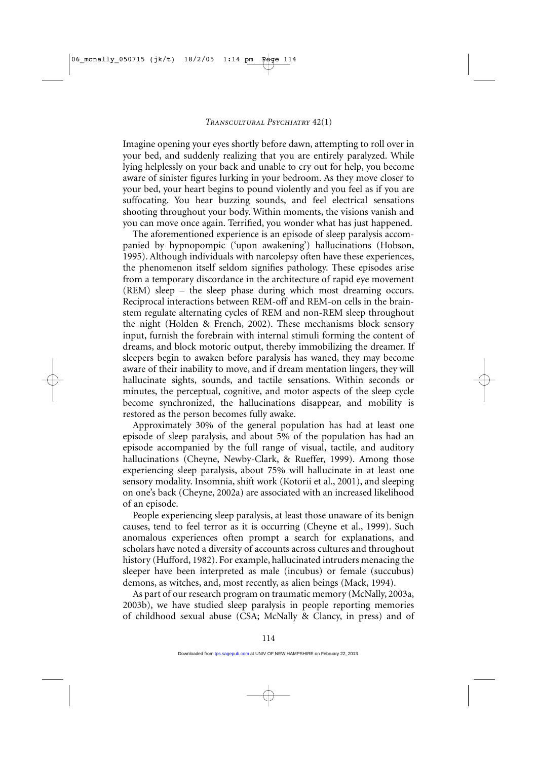Imagine opening your eyes shortly before dawn, attempting to roll over in your bed, and suddenly realizing that you are entirely paralyzed. While lying helplessly on your back and unable to cry out for help, you become aware of sinister figures lurking in your bedroom. As they move closer to your bed, your heart begins to pound violently and you feel as if you are suffocating. You hear buzzing sounds, and feel electrical sensations shooting throughout your body. Within moments, the visions vanish and you can move once again. Terrified, you wonder what has just happened.

The aforementioned experience is an episode of sleep paralysis accompanied by hypnopompic ('upon awakening') hallucinations (Hobson, 1995). Although individuals with narcolepsy often have these experiences, the phenomenon itself seldom signifies pathology. These episodes arise from a temporary discordance in the architecture of rapid eye movement (REM) sleep – the sleep phase during which most dreaming occurs. Reciprocal interactions between REM-off and REM-on cells in the brainstem regulate alternating cycles of REM and non-REM sleep throughout the night (Holden & French, 2002). These mechanisms block sensory input, furnish the forebrain with internal stimuli forming the content of dreams, and block motoric output, thereby immobilizing the dreamer. If sleepers begin to awaken before paralysis has waned, they may become aware of their inability to move, and if dream mentation lingers, they will hallucinate sights, sounds, and tactile sensations. Within seconds or minutes, the perceptual, cognitive, and motor aspects of the sleep cycle become synchronized, the hallucinations disappear, and mobility is restored as the person becomes fully awake.

Approximately 30% of the general population has had at least one episode of sleep paralysis, and about 5% of the population has had an episode accompanied by the full range of visual, tactile, and auditory hallucinations (Cheyne, Newby-Clark, & Rueffer, 1999). Among those experiencing sleep paralysis, about 75% will hallucinate in at least one sensory modality. Insomnia, shift work (Kotorii et al., 2001), and sleeping on one's back (Cheyne, 2002a) are associated with an increased likelihood of an episode.

People experiencing sleep paralysis, at least those unaware of its benign causes, tend to feel terror as it is occurring (Cheyne et al., 1999). Such anomalous experiences often prompt a search for explanations, and scholars have noted a diversity of accounts across cultures and throughout history (Hufford, 1982). For example, hallucinated intruders menacing the sleeper have been interpreted as male (incubus) or female (succubus) demons, as witches, and, most recently, as alien beings (Mack, 1994).

As part of our research program on traumatic memory (McNally, 2003a, 2003b), we have studied sleep paralysis in people reporting memories of childhood sexual abuse (CSA; McNally & Clancy, in press) and of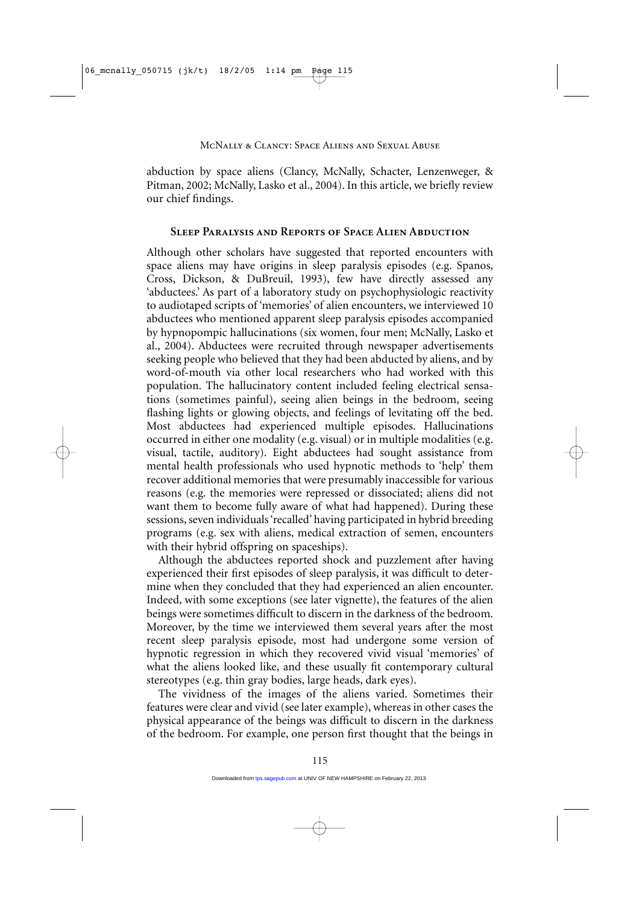abduction by space aliens (Clancy, McNally, Schacter, Lenzenweger, & Pitman, 2002; McNally, Lasko et al., 2004). In this article, we briefly review our chief findings.

## Sleep Paralysis and Reports of Space Alien Abduction

Although other scholars have suggested that reported encounters with space aliens may have origins in sleep paralysis episodes (e.g. Spanos, Cross, Dickson, & DuBreuil, 1993), few have directly assessed any 'abductees.' As part of a laboratory study on psychophysiologic reactivity to audiotaped scripts of 'memories' of alien encounters, we interviewed 10 abductees who mentioned apparent sleep paralysis episodes accompanied by hypnopompic hallucinations (six women, four men; McNally, Lasko et al., 2004). Abductees were recruited through newspaper advertisements seeking people who believed that they had been abducted by aliens, and by word-of-mouth via other local researchers who had worked with this population. The hallucinatory content included feeling electrical sensations (sometimes painful), seeing alien beings in the bedroom, seeing flashing lights or glowing objects, and feelings of levitating off the bed. Most abductees had experienced multiple episodes. Hallucinations occurred in either one modality (e.g. visual) or in multiple modalities (e.g. visual, tactile, auditory). Eight abductees had sought assistance from mental health professionals who used hypnotic methods to 'help' them recover additional memories that were presumably inaccessible for various reasons (e.g. the memories were repressed or dissociated; aliens did not want them to become fully aware of what had happened). During these sessions, seven individuals 'recalled' having participated in hybrid breeding programs (e.g. sex with aliens, medical extraction of semen, encounters with their hybrid offspring on spaceships).

Although the abductees reported shock and puzzlement after having experienced their first episodes of sleep paralysis, it was difficult to determine when they concluded that they had experienced an alien encounter. Indeed, with some exceptions (see later vignette), the features of the alien beings were sometimes difficult to discern in the darkness of the bedroom. Moreover, by the time we interviewed them several years after the most recent sleep paralysis episode, most had undergone some version of hypnotic regression in which they recovered vivid visual 'memories' of what the aliens looked like, and these usually fit contemporary cultural stereotypes (e.g. thin gray bodies, large heads, dark eyes).

The vividness of the images of the aliens varied. Sometimes their features were clear and vivid (see later example), whereas in other cases the physical appearance of the beings was difficult to discern in the darkness of the bedroom. For example, one person first thought that the beings in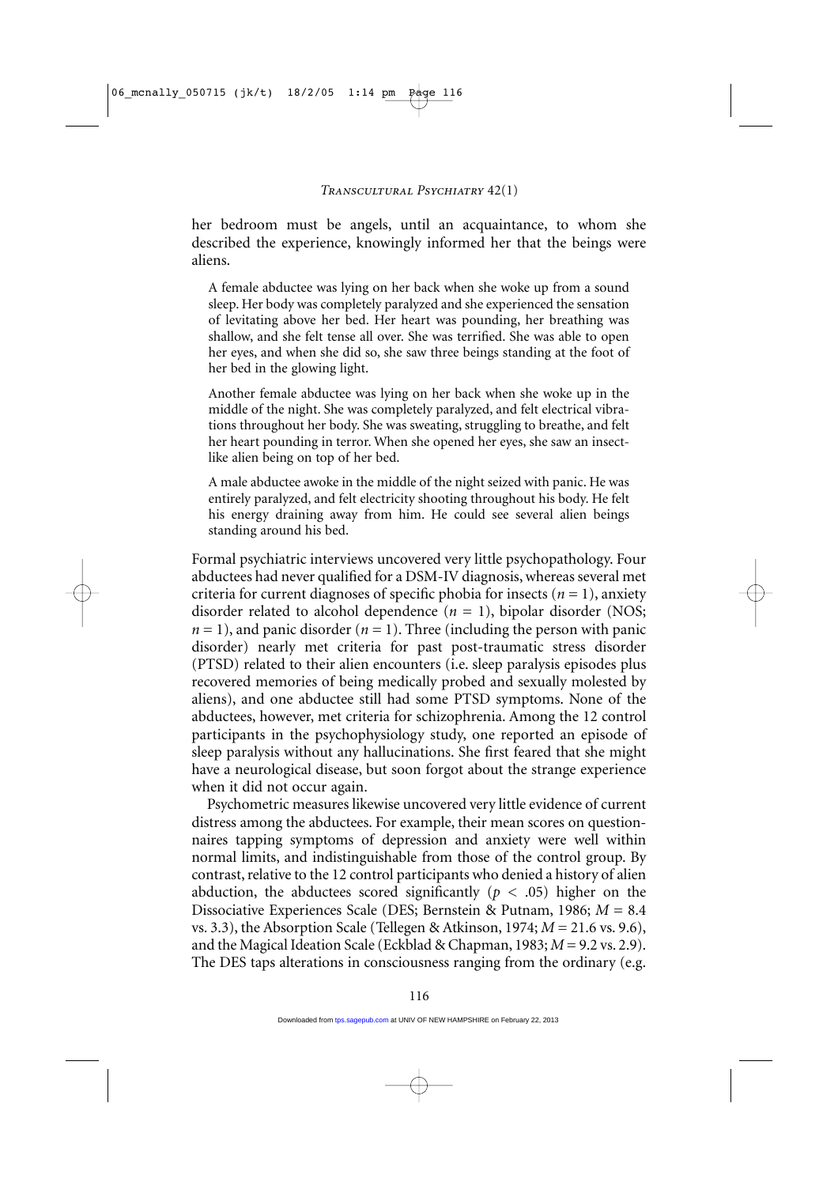her bedroom must be angels, until an acquaintance, to whom she described the experience, knowingly informed her that the beings were aliens.

> A female abductee was lying on her back when she woke up from a sound sleep. Her body was completely paralyzed and she experienced the sensation of levitating above her bed. Her heart was pounding, her breathing was shallow, and she felt tense all over. She was terrified. She was able to open her eyes, and when she did so, she saw three beings standing at the foot of her bed in the glowing light.

> Another female abductee was lying on her back when she woke up in the middle of the night. She was completely paralyzed, and felt electrical vibrations throughout her body. She was sweating, struggling to breathe, and felt her heart pounding in terror. When she opened her eyes, she saw an insect-like alien being on top of her bed.

> A male abductee awoke in the middle of the night seized with panic. He was entirely paralyzed, and felt electricity shooting throughout his body. He felt his energy draining away from him. He could see several alien beings standing around his bed.

Formal psychiatric interviews uncovered very little psychopathology. Four abductees had never qualified for a DSM-IV diagnosis, whereas several met criteria for current diagnoses of specific phobia for insects ($n = 1$), anxiety disorder related to alcohol dependence ($n = 1$), bipolar disorder (NOS; $n = 1$), and panic disorder ($n = 1$). Three (including the person with panic disorder) nearly met criteria for past post-traumatic stress disorder (PTSD) related to their alien encounters (i.e. sleep paralysis episodes plus recovered memories of being medically probed and sexually molested by aliens), and one abductee still had some PTSD symptoms. None of the abductees, however, met criteria for schizophrenia. Among the 12 control participants in the psychophysiology study, one reported an episode of sleep paralysis without any hallucinations. She first feared that she might have a neurological disease, but soon forgot about the strange experience when it did not occur again.

Psychometric measures likewise uncovered very little evidence of current distress among the abductees. For example, their mean scores on questionnaires tapping symptoms of depression and anxiety were well within normal limits, and indistinguishable from those of the control group. By contrast, relative to the 12 control participants who denied a history of alien abduction, the abductees scored significantly ($p < .05$) higher on the Dissociative Experiences Scale (DES; Bernstein & Putnam, 1986; $M = 8.4$ vs. 3.3), the Absorption Scale (Tellegen & Atkinson, 1974; $M = 21.6$ vs. 9.6), and the Magical Ideation Scale (Eckblad & Chapman, 1983; $M = 9.2$ vs. 2.9). The DES taps alterations in consciousness ranging from the ordinary (e.g.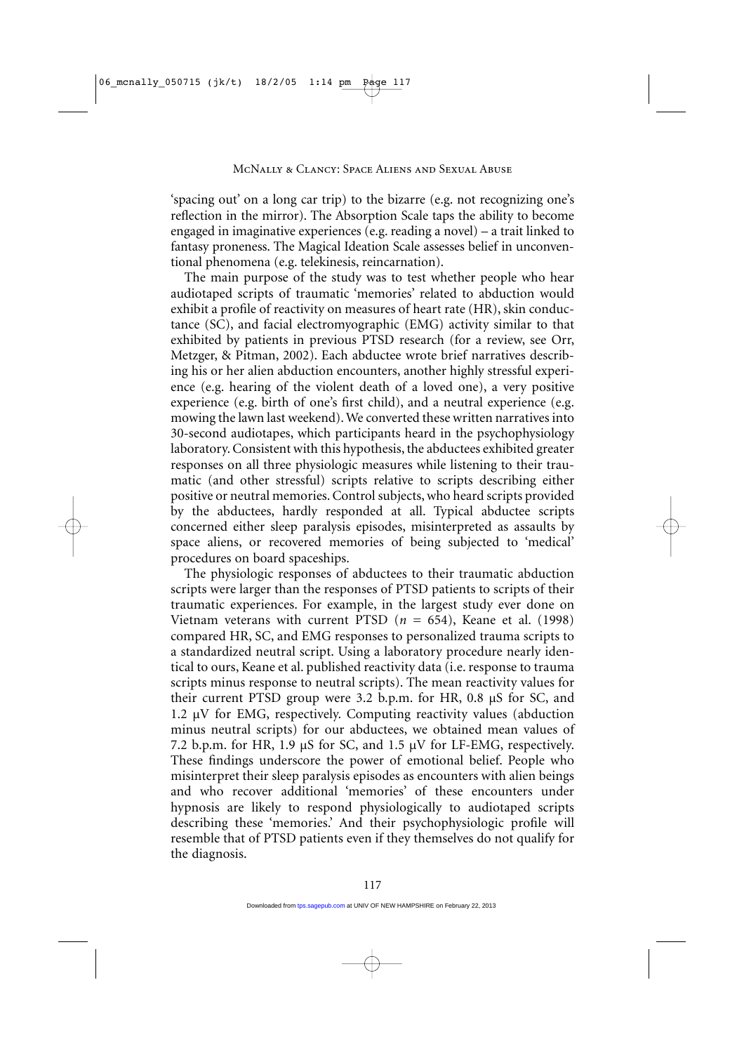'spacing out' on a long car trip) to the bizarre (e.g. not recognizing one's reflection in the mirror). The Absorption Scale taps the ability to become engaged in imaginative experiences (e.g. reading a novel) – a trait linked to fantasy proneness. The Magical Ideation Scale assesses belief in unconventional phenomena (e.g. telekinesis, reincarnation).

The main purpose of the study was to test whether people who hear audiotaped scripts of traumatic 'memories' related to abduction would exhibit a profile of reactivity on measures of heart rate (HR), skin conductance (SC), and facial electromyographic (EMG) activity similar to that exhibited by patients in previous PTSD research (for a review, see Orr, Metzger, & Pitman, 2002). Each abductee wrote brief narratives describing his or her alien abduction encounters, another highly stressful experience (e.g. hearing of the violent death of a loved one), a very positive experience (e.g. birth of one's first child), and a neutral experience (e.g. mowing the lawn last weekend). We converted these written narratives into 30-second audiotapes, which participants heard in the psychophysiology laboratory. Consistent with this hypothesis, the abductees exhibited greater responses on all three physiologic measures while listening to their traumatic (and other stressful) scripts relative to scripts describing either positive or neutral memories. Control subjects, who heard scripts provided by the abductees, hardly responded at all. Typical abductee scripts concerned either sleep paralysis episodes, misinterpreted as assaults by space aliens, or recovered memories of being subjected to 'medical' procedures on board spaceships.

The physiologic responses of abductees to their traumatic abduction scripts were larger than the responses of PTSD patients to scripts of their traumatic experiences. For example, in the largest study ever done on Vietnam veterans with current PTSD ($n$ = 654), Keane et al. (1998) compared HR, SC, and EMG responses to personalized trauma scripts to a standardized neutral script. Using a laboratory procedure nearly identical to ours, Keane et al. published reactivity data (i.e. response to trauma scripts minus response to neutral scripts). The mean reactivity values for their current PTSD group were 3.2 b.p.m. for HR, 0.8 μS for SC, and 1.2 μV for EMG, respectively. Computing reactivity values (abduction minus neutral scripts) for our abductees, we obtained mean values of 7.2 b.p.m. for HR, 1.9 μS for SC, and 1.5 μV for LF-EMG, respectively. These findings underscore the power of emotional belief. People who misinterpret their sleep paralysis episodes as encounters with alien beings and who recover additional 'memories' of these encounters under hypnosis are likely to respond physiologically to audiotaped scripts describing these 'memories.' And their psychophysiologic profile will resemble that of PTSD patients even if they themselves do not qualify for the diagnosis.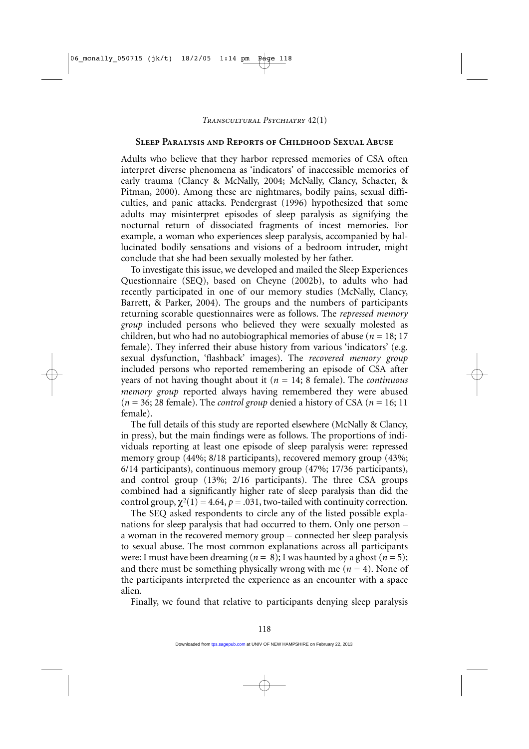## Sleep Paralysis and Reports of Childhood Sexual Abuse

Adults who believe that they harbor repressed memories of CSA often interpret diverse phenomena as 'indicators' of inaccessible memories of early trauma (Clancy & McNally, 2004; McNally, Clancy, Schacter, & Pitman, 2000). Among these are nightmares, bodily pains, sexual difficulties, and panic attacks. Pendergrast (1996) hypothesized that some adults may misinterpret episodes of sleep paralysis as signifying the nocturnal return of dissociated fragments of incest memories. For example, a woman who experiences sleep paralysis, accompanied by hallucinated bodily sensations and visions of a bedroom intruder, might conclude that she had been sexually molested by her father.

To investigate this issue, we developed and mailed the Sleep Experiences Questionnaire (SEQ), based on Cheyne (2002b), to adults who had recently participated in one of our memory studies (McNally, Clancy, Barrett, & Parker, 2004). The groups and the numbers of participants returning scorable questionnaires were as follows. The *repressed memory group* included persons who believed they were sexually molested as children, but who had no autobiographical memories of abuse ($n = 18$; 17 female). They inferred their abuse history from various 'indicators' (e.g. sexual dysfunction, 'flashback' images). The *recovered memory group* included persons who reported remembering an episode of CSA after years of not having thought about it ($n = 14$; 8 female). The *continuous memory group* reported always having remembered they were abused ($n = 36$; 28 female). The *control group* denied a history of CSA ($n = 16$; 11 female).

The full details of this study are reported elsewhere (McNally & Clancy, in press), but the main findings were as follows. The proportions of individuals reporting at least one episode of sleep paralysis were: repressed memory group (44%; 8/18 participants), recovered memory group (43%; 6/14 participants), continuous memory group (47%; 17/36 participants), and control group (13%; 2/16 participants). The three CSA groups combined had a significantly higher rate of sleep paralysis than did the control group, $\chi^2(1) = 4.64$, $p = .031$, two-tailed with continuity correction.

The SEQ asked respondents to circle any of the listed possible explanations for sleep paralysis that had occurred to them. Only one person – a woman in the recovered memory group – connected her sleep paralysis to sexual abuse. The most common explanations across all participants were: I must have been dreaming ($n = 8$); I was haunted by a ghost ($n = 5$); and there must be something physically wrong with me ($n = 4$). None of the participants interpreted the experience as an encounter with a space alien.

Finally, we found that relative to participants denying sleep paralysis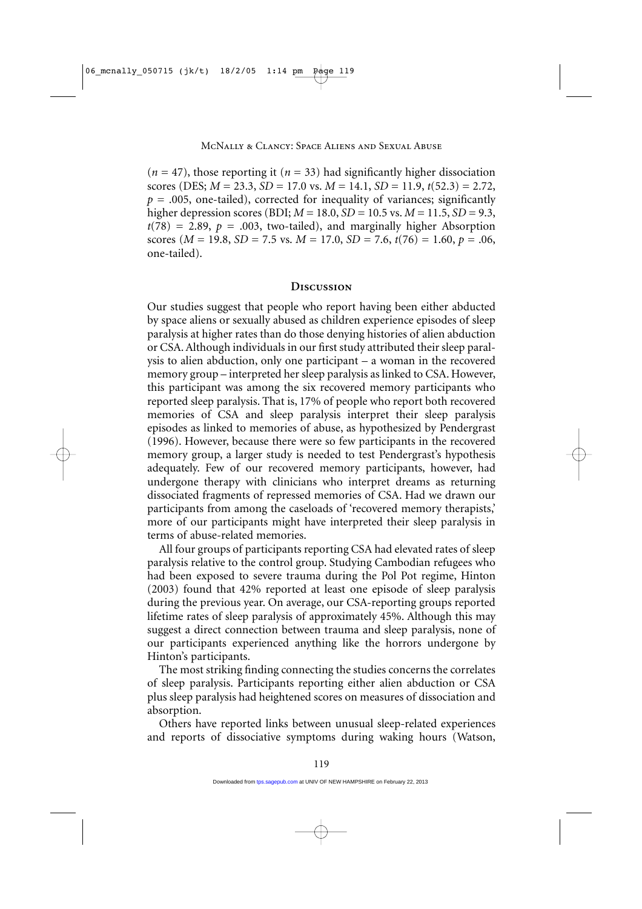($n = 47$), those reporting it ($n = 33$) had significantly higher dissociation scores (DES; $M = 23.3$, $SD = 17.0$ vs. $M = 14.1$, $SD = 11.9$, $t(52.3) = 2.72$, $p = .005$, one-tailed), corrected for inequality of variances; significantly higher depression scores (BDI; $M = 18.0$, $SD = 10.5$ vs. $M = 11.5$, $SD = 9.3$, $t(78) = 2.89$, $p = .003$, two-tailed), and marginally higher Absorption scores ($M = 19.8$, $SD = 7.5$ vs. $M = 17.0$, $SD = 7.6$, $t(76) = 1.60$, $p = .06$, one-tailed).

## Discussion

Our studies suggest that people who report having been either abducted by space aliens or sexually abused as children experience episodes of sleep paralysis at higher rates than do those denying histories of alien abduction or CSA. Although individuals in our first study attributed their sleep paralysis to alien abduction, only one participant – a woman in the recovered memory group – interpreted her sleep paralysis as linked to CSA. However, this participant was among the six recovered memory participants who reported sleep paralysis. That is, 17% of people who report both recovered memories of CSA and sleep paralysis interpret their sleep paralysis episodes as linked to memories of abuse, as hypothesized by Pendergrast (1996). However, because there were so few participants in the recovered memory group, a larger study is needed to test Pendergrast's hypothesis adequately. Few of our recovered memory participants, however, had undergone therapy with clinicians who interpret dreams as returning dissociated fragments of repressed memories of CSA. Had we drawn our participants from among the caseloads of 'recovered memory therapists,' more of our participants might have interpreted their sleep paralysis in terms of abuse-related memories.

All four groups of participants reporting CSA had elevated rates of sleep paralysis relative to the control group. Studying Cambodian refugees who had been exposed to severe trauma during the Pol Pot regime, Hinton (2003) found that 42% reported at least one episode of sleep paralysis during the previous year. On average, our CSA-reporting groups reported lifetime rates of sleep paralysis of approximately 45%. Although this may suggest a direct connection between trauma and sleep paralysis, none of our participants experienced anything like the horrors undergone by Hinton's participants.

The most striking finding connecting the studies concerns the correlates of sleep paralysis. Participants reporting either alien abduction or CSA plus sleep paralysis had heightened scores on measures of dissociation and absorption.

Others have reported links between unusual sleep-related experiences and reports of dissociative symptoms during waking hours (Watson,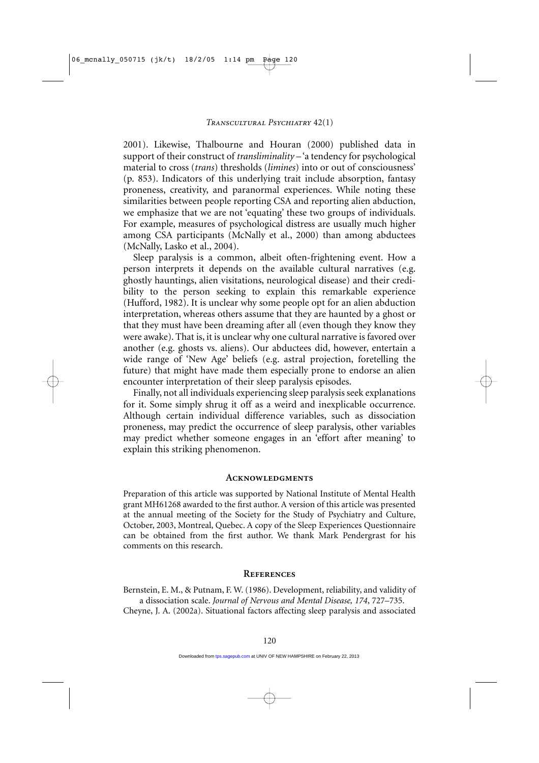2001). Likewise, Thalbourne and Houran (2000) published data in support of their construct of *transliminality* – 'a tendency for psychological material to cross (*trans*) thresholds (*limines*) into or out of consciousness' (p. 853). Indicators of this underlying trait include absorption, fantasy proneness, creativity, and paranormal experiences. While noting these similarities between people reporting CSA and reporting alien abduction, we emphasize that we are not 'equating' these two groups of individuals. For example, measures of psychological distress are usually much higher among CSA participants (McNally et al., 2000) than among abductees (McNally, Lasko et al., 2004).

Sleep paralysis is a common, albeit often-frightening event. How a person interprets it depends on the available cultural narratives (e.g. ghostly hauntings, alien visitations, neurological disease) and their credibility to the person seeking to explain this remarkable experience (Hufford, 1982). It is unclear why some people opt for an alien abduction interpretation, whereas others assume that they are haunted by a ghost or that they must have been dreaming after all (even though they know they were awake). That is, it is unclear why one cultural narrative is favored over another (e.g. ghosts vs. aliens). Our abductees did, however, entertain a wide range of 'New Age' beliefs (e.g. astral projection, foretelling the future) that might have made them especially prone to endorse an alien encounter interpretation of their sleep paralysis episodes.

Finally, not all individuals experiencing sleep paralysis seek explanations for it. Some simply shrug it off as a weird and inexplicable occurrence. Although certain individual difference variables, such as dissociation proneness, may predict the occurrence of sleep paralysis, other variables may predict whether someone engages in an 'effort after meaning' to explain this striking phenomenon.

## Acknowledgments

Preparation of this article was supported by National Institute of Mental Health grant MH61268 awarded to the first author. A version of this article was presented at the annual meeting of the Society for the Study of Psychiatry and Culture, October, 2003, Montreal, Quebec. A copy of the Sleep Experiences Questionnaire can be obtained from the first author. We thank Mark Pendergrast for his comments on this research.

## References

Bernstein, E. M., & Putnam, F. W. (1986). Development, reliability, and validity of a dissociation scale. *Journal of Nervous and Mental Disease, 174*, 727–735.

Cheyne, J. A. (2002a). Situational factors affecting sleep paralysis and associated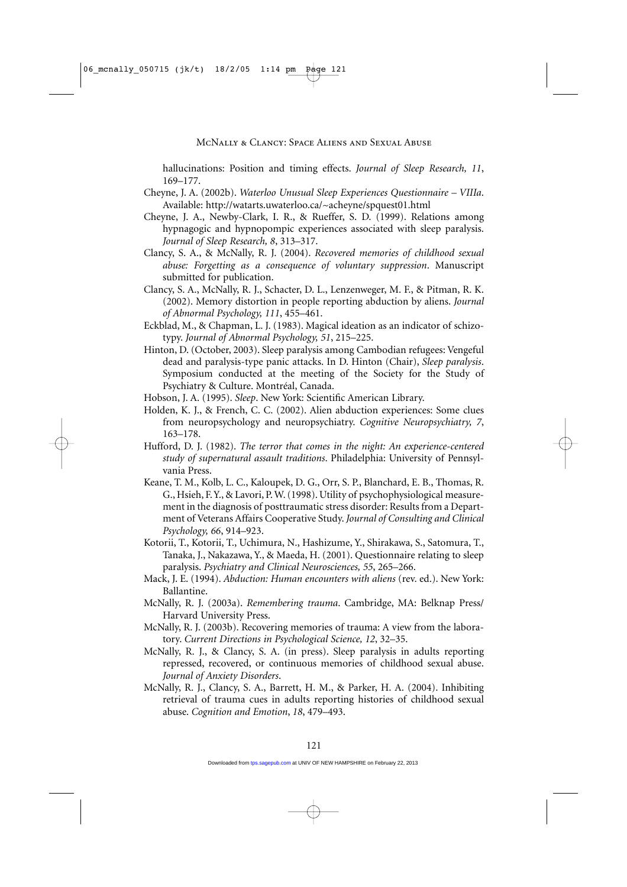hallucinations: Position and timing effects. *Journal of Sleep Research, 11*, 169–177.

Cheyne, J. A. (2002b). *Waterloo Unusual Sleep Experiences Questionnaire – VIIIa*. Available: http://watarts.uwaterloo.ca/~acheyne/spquest01.html

Cheyne, J. A., Newby-Clark, I. R., & Rueffer, S. D. (1999). Relations among hypnagogic and hypnopompic experiences associated with sleep paralysis. *Journal of Sleep Research, 8*, 313–317.

Clancy, S. A., & McNally, R. J. (2004). *Recovered memories of childhood sexual abuse: Forgetting as a consequence of voluntary suppression*. Manuscript submitted for publication.

Clancy, S. A., McNally, R. J., Schacter, D. L., Lenzenweger, M. F., & Pitman, R. K. (2002). Memory distortion in people reporting abduction by aliens. *Journal of Abnormal Psychology, 111*, 455–461.

Eckblad, M., & Chapman, L. J. (1983). Magical ideation as an indicator of schizotypy. *Journal of Abnormal Psychology, 51*, 215–225.

Hinton, D. (October, 2003). Sleep paralysis among Cambodian refugees: Vengeful dead and paralysis-type panic attacks. In D. Hinton (Chair), *Sleep paralysis*. Symposium conducted at the meeting of the Society for the Study of Psychiatry & Culture. Montréal, Canada.

Hobson, J. A. (1995). *Sleep*. New York: Scientific American Library.

Holden, K. J., & French, C. C. (2002). Alien abduction experiences: Some clues from neuropsychology and neuropsychiatry. *Cognitive Neuropsychiatry, 7*, 163–178.

Hufford, D. J. (1982). *The terror that comes in the night: An experience-centered study of supernatural assault traditions*. Philadelphia: University of Pennsylvania Press.

Keane, T. M., Kolb, L. C., Kaloupek, D. G., Orr, S. P., Blanchard, E. B., Thomas, R. G., Hsieh, F. Y., & Lavori, P. W. (1998). Utility of psychophysiological measurement in the diagnosis of posttraumatic stress disorder: Results from a Department of Veterans Affairs Cooperative Study. *Journal of Consulting and Clinical Psychology, 66*, 914–923.

Kotorii, T., Kotorii, T., Uchimura, N., Hashizume, Y., Shirakawa, S., Satomura, T., Tanaka, J., Nakazawa, Y., & Maeda, H. (2001). Questionnaire relating to sleep paralysis. *Psychiatry and Clinical Neurosciences, 55*, 265–266.

Mack, J. E. (1994). *Abduction: Human encounters with aliens* (rev. ed.). New York: Ballantine.

McNally, R. J. (2003a). *Remembering trauma*. Cambridge, MA: Belknap Press/ Harvard University Press.

McNally, R. J. (2003b). Recovering memories of trauma: A view from the laboratory. *Current Directions in Psychological Science, 12*, 32–35.

McNally, R. J., & Clancy, S. A. (in press). Sleep paralysis in adults reporting repressed, recovered, or continuous memories of childhood sexual abuse. *Journal of Anxiety Disorders*.

McNally, R. J., Clancy, S. A., Barrett, H. M., & Parker, H. A. (2004). Inhibiting retrieval of trauma cues in adults reporting histories of childhood sexual abuse. *Cognition and Emotion*, *18*, 479–493.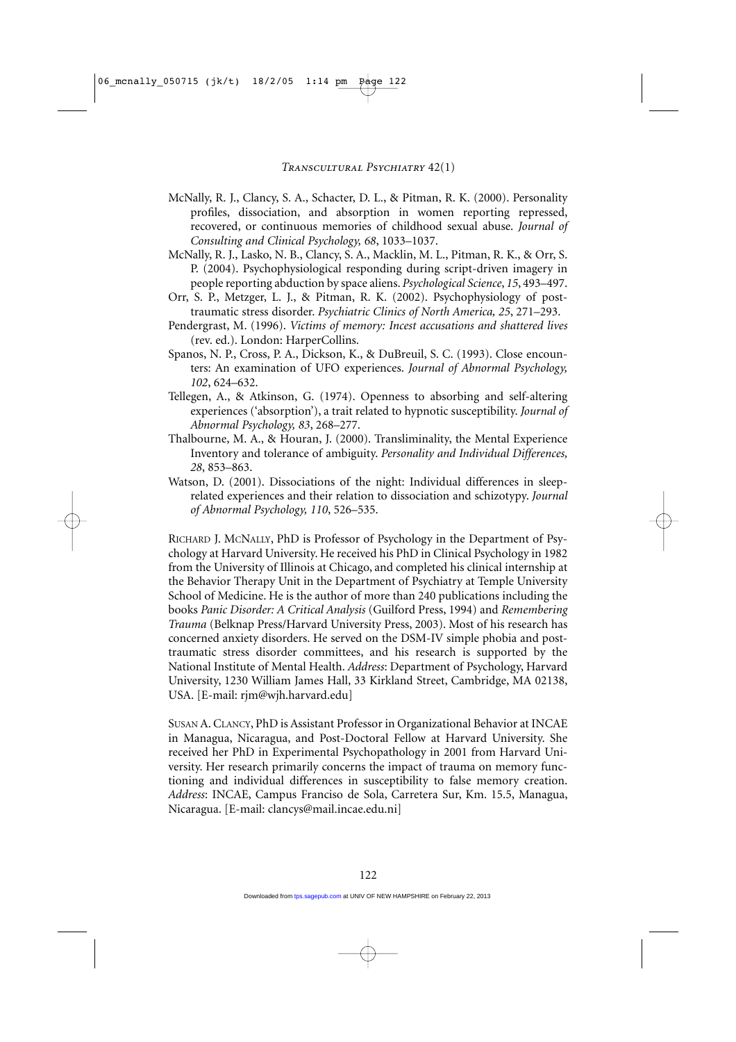McNally, R. J., Clancy, S. A., Schacter, D. L., & Pitman, R. K. (2000). Personality profiles, dissociation, and absorption in women reporting repressed, recovered, or continuous memories of childhood sexual abuse. *Journal of Consulting and Clinical Psychology, 68*, 1033–1037.

McNally, R. J., Lasko, N. B., Clancy, S. A., Macklin, M. L., Pitman, R. K., & Orr, S. P. (2004). Psychophysiological responding during script-driven imagery in people reporting abduction by space aliens. *Psychological Science*, *15*, 493–497.

Orr, S. P., Metzger, L. J., & Pitman, R. K. (2002). Psychophysiology of post-traumatic stress disorder. *Psychiatric Clinics of North America, 25*, 271–293.

Pendergrast, M. (1996). *Victims of memory: Incest accusations and shattered lives* (rev. ed.). London: HarperCollins.

Spanos, N. P., Cross, P. A., Dickson, K., & DuBreuil, S. C. (1993). Close encounters: An examination of UFO experiences. *Journal of Abnormal Psychology, 102*, 624–632.

Tellegen, A., & Atkinson, G. (1974). Openness to absorbing and self-altering experiences ('absorption'), a trait related to hypnotic susceptibility. *Journal of Abnormal Psychology, 83*, 268–277.

Thalbourne, M. A., & Houran, J. (2000). Transliminality, the Mental Experience Inventory and tolerance of ambiguity. *Personality and Individual Differences, 28*, 853–863.

Watson, D. (2001). Dissociations of the night: Individual differences in sleep-related experiences and their relation to dissociation and schizotypy. *Journal of Abnormal Psychology, 110*, 526–535.

RICHARD J. MCNALLY, PhD is Professor of Psychology in the Department of Psychology at Harvard University. He received his PhD in Clinical Psychology in 1982 from the University of Illinois at Chicago, and completed his clinical internship at the Behavior Therapy Unit in the Department of Psychiatry at Temple University School of Medicine. He is the author of more than 240 publications including the books *Panic Disorder: A Critical Analysis* (Guilford Press, 1994) and *Remembering Trauma* (Belknap Press/Harvard University Press, 2003). Most of his research has concerned anxiety disorders. He served on the DSM-IV simple phobia and post-traumatic stress disorder committees, and his research is supported by the National Institute of Mental Health. *Address*: Department of Psychology, Harvard University, 1230 William James Hall, 33 Kirkland Street, Cambridge, MA 02138, USA. [E-mail: rjm@wjh.harvard.edu]

SUSAN A. CLANCY, PhD is Assistant Professor in Organizational Behavior at INCAE in Managua, Nicaragua, and Post-Doctoral Fellow at Harvard University. She received her PhD in Experimental Psychopathology in 2001 from Harvard University. Her research primarily concerns the impact of trauma on memory functioning and individual differences in susceptibility to false memory creation. *Address*: INCAE, Campus Franciso de Sola, Carretera Sur, Km. 15.5, Managua, Nicaragua. [E-mail: clancys@mail.incae.edu.ni]